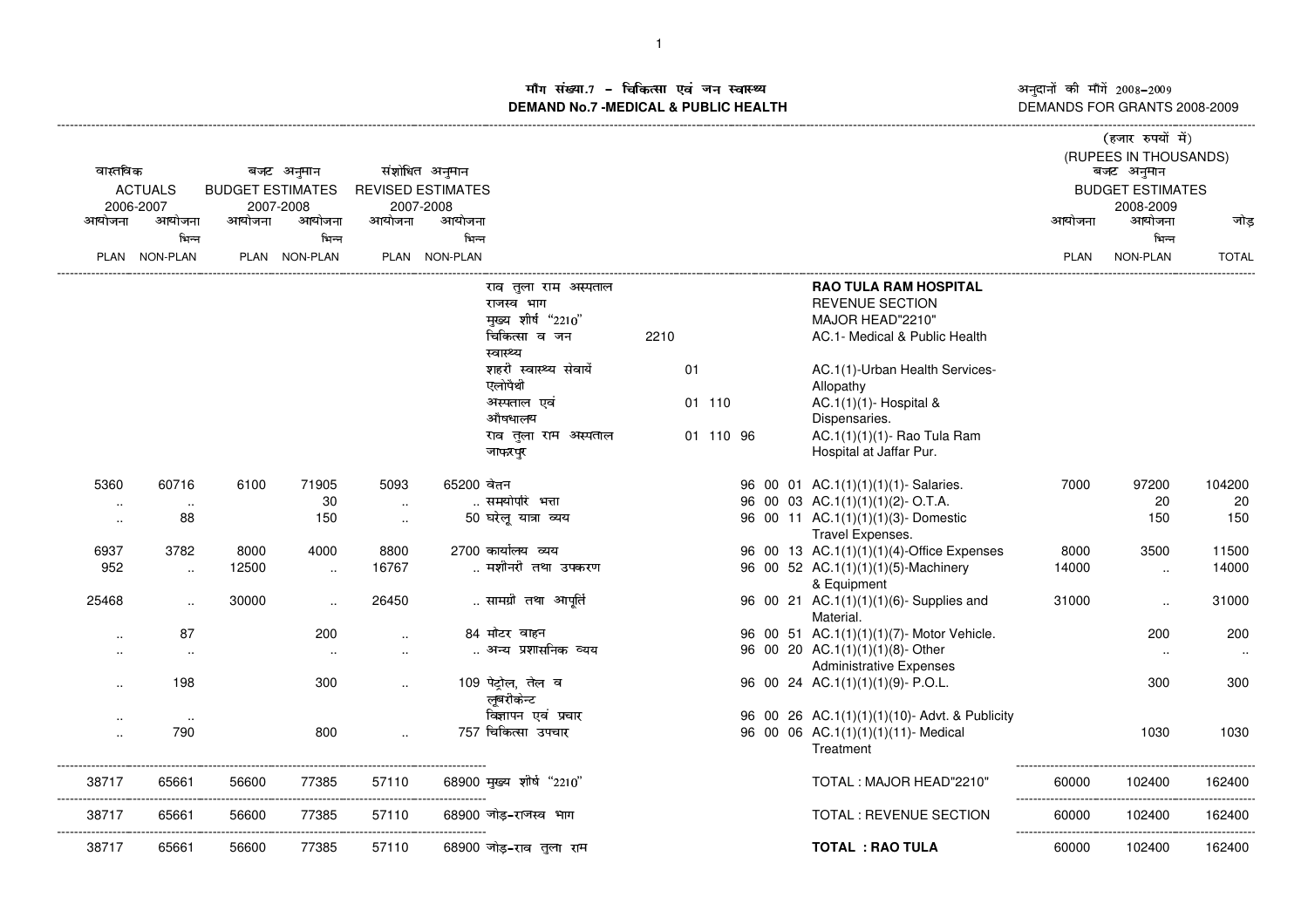# माँग संख्या.7 – चिकित्सा एवं जन स्वास्थ्य
# DEMAND No.7 -MEDICAL & PUBLIC HEALTH

अनुदानों की माँगें 2008–2009
DEMANDS FOR GRANTS 2008-2009

(हजार रुपयों में)
(RUPEES IN THOUSANDS)

| वास्तविक ACTUALS 2006-2007 | | बजट अनुमान BUDGET ESTIMATES 2007-2008 | | संशोधित अनुमान REVISED ESTIMATES 2007-2008 | | | | | बजट अनुमान BUDGET ESTIMATES 2008-2009 | | |
|---|---|---|---|---|---|---|---|---|---|---|---|
| आयोजना PLAN | आयोजना भिन्न NON-PLAN | आयोजना PLAN | आयोजना भिन्न NON-PLAN | आयोजना PLAN | आयोजना भिन्न NON-PLAN | | | | आयोजना PLAN | आयोजना भिन्न NON-PLAN | जोड़ TOTAL |
| | | | | | | राव तुला राम अस्पताल | | RAO TULA RAM HOSPITAL | | | |
| | | | | | | राजस्व भाग | | REVENUE SECTION | | | |
| | | | | | | मुख्य शीर्ष "2210" | | MAJOR HEAD"2210" | | | |
| | | | | | | चिकित्सा व जन स्वास्थ्य | 2210 | AC.1- Medical & Public Health | | | |
| | | | | | | शहरी स्वास्थ्य सेवायें एलोपैथी | 01 | AC.1(1)-Urban Health Services-Allopathy | | | |
| | | | | | | अस्पताल एवं औषधालय | 01 110 | AC.1(1)(1)- Hospital & Dispensaries. | | | |
| | | | | | | राव तुला राम अस्पताल जाफरपुर | 01 110 96 | AC.1(1)(1)(1)- Rao Tula Ram Hospital at Jaffar Pur. | | | |
| 5360 | 60716 | 6100 | 71905 | 5093 | 65200 | वेतन | 96 00 01 | AC.1(1)(1)(1)(1)- Salaries. | 7000 | 97200 | 104200 |
| .. | .. | | 30 | .. | .. | समयोपरि भत्ता | 96 00 03 | AC.1(1)(1)(1)(2)- O.T.A. | | 20 | 20 |
| .. | 88 | | 150 | .. | 50 | घरेलू यात्रा व्यय | 96 00 11 | AC.1(1)(1)(1)(3)- Domestic Travel Expenses. | | 150 | 150 |
| 6937 | 3782 | 8000 | 4000 | 8800 | 2700 | कार्यालय व्यय | 96 00 13 | AC.1(1)(1)(1)(4)-Office Expenses | 8000 | 3500 | 11500 |
| 952 | .. | 12500 | .. | 16767 | .. | मशीनरी तथा उपकरण | 96 00 52 | AC.1(1)(1)(1)(5)-Machinery & Equipment | 14000 | .. | 14000 |
| 25468 | .. | 30000 | .. | 26450 | .. | सामग्री तथा आपूर्ति | 96 00 21 | AC.1(1)(1)(1)(6)- Supplies and Material. | 31000 | .. | 31000 |
| .. | 87 | | 200 | .. | 84 | मोटर वाहन | 96 00 51 | AC.1(1)(1)(1)(7)- Motor Vehicle. | | 200 | 200 |
| .. | .. | | .. | .. | .. | अन्य प्रशासनिक व्यय | 96 00 20 | AC.1(1)(1)(1)(8)- Other Administrative Expenses | | .. | .. |
| .. | 198 | | 300 | .. | 109 | पेट्रोल, तेल व लूबरीकेन्ट | 96 00 24 | AC.1(1)(1)(1)(9)- P.O.L. | | 300 | 300 |
| .. | .. | | | | | विज्ञापन एवं प्रचार | 96 00 26 | AC.1(1)(1)(1)(10)- Advt. & Publicity | | | |
| .. | 790 | | 800 | .. | 757 | चिकित्सा उपचार | 96 00 06 | AC.1(1)(1)(1)(11)- Medical Treatment | | 1030 | 1030 |
| 38717 | 65661 | 56600 | 77385 | 57110 | 68900 | मुख्य शीर्ष "2210" | | TOTAL : MAJOR HEAD"2210" | 60000 | 102400 | 162400 |
| 38717 | 65661 | 56600 | 77385 | 57110 | 68900 | जोड़-राजस्व भाग | | TOTAL : REVENUE SECTION | 60000 | 102400 | 162400 |
| 38717 | 65661 | 56600 | 77385 | 57110 | 68900 | जोड़-राव तुला राम | | **TOTAL : RAO TULA** | 60000 | 102400 | 162400 |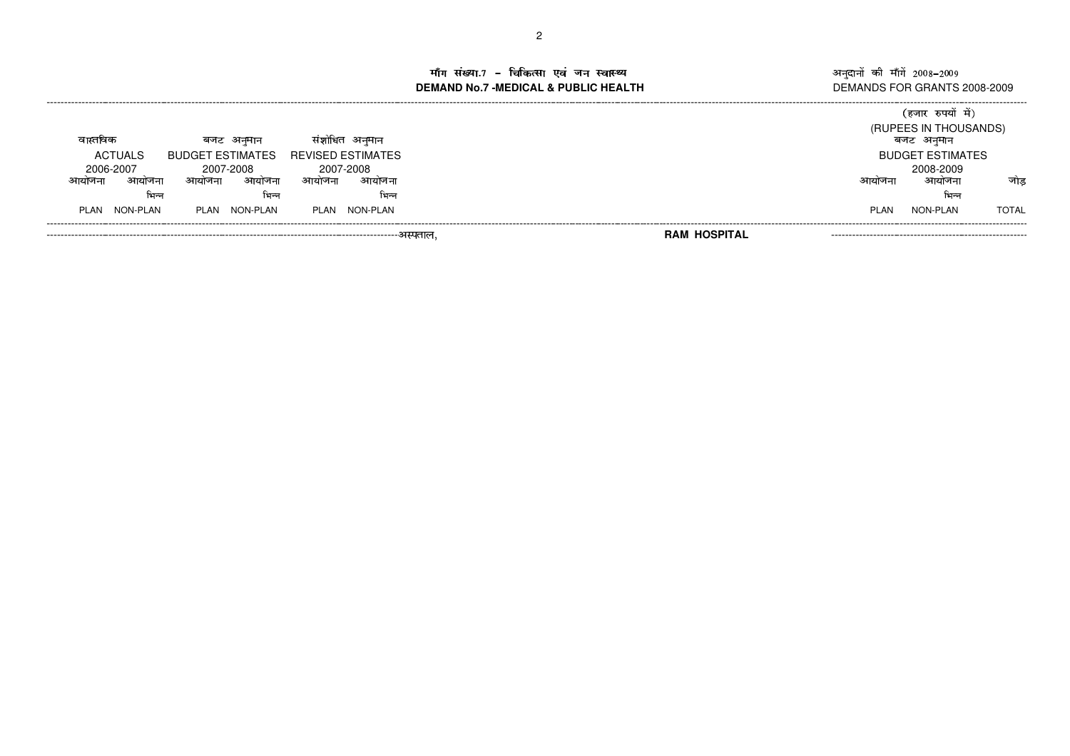**माँग संख्या.7 – चिकित्सा एवं जन स्वास्थ्य**
**DEMAND No.7 -MEDICAL & PUBLIC HEALTH**

अनुदानों की माँगें 2008–2009
DEMANDS FOR GRANTS 2008-2009

(हजार रुपयों में)
(RUPEES IN THOUSANDS)

| वास्तविक ACTUALS 2006-2007 | | बजट अनुमान BUDGET ESTIMATES 2007-2008 | | संशोधित अनुमान REVISED ESTIMATES 2007-2008 | | | बजट अनुमान BUDGET ESTIMATES 2008-2009 | | |
|---|---|---|---|---|---|---|---|---|---|
| आयोजना PLAN | आयोजना भिन्न NON-PLAN | आयोजना PLAN | आयोजना भिन्न NON-PLAN | आयोजना PLAN | आयोजना भिन्न NON-PLAN | | आयोजना PLAN | आयोजना भिन्न NON-PLAN | जोड़ TOTAL |
| | | | | | | अस्पताल, **RAM HOSPITAL** | | | |